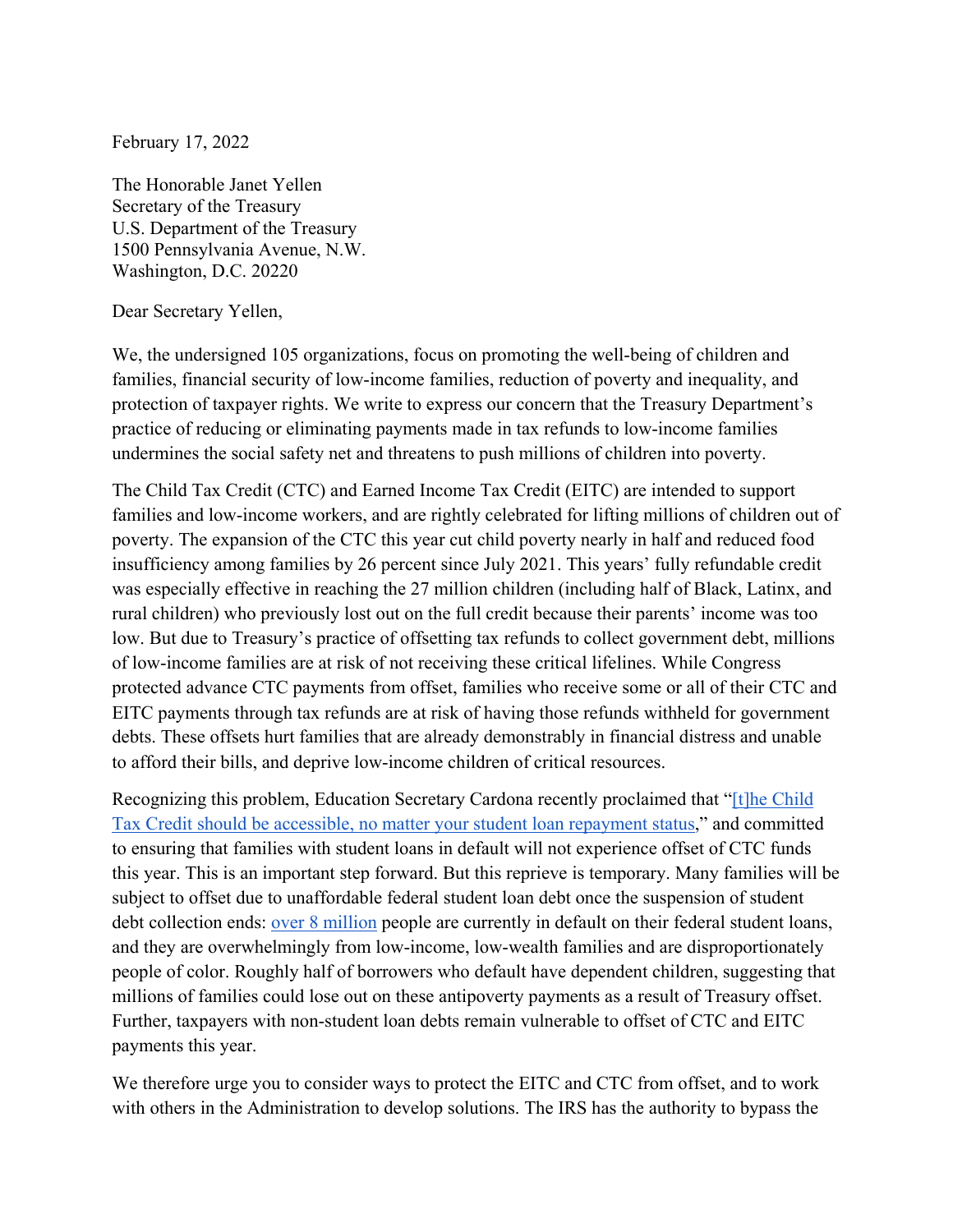February 17, 2022

The Honorable Janet Yellen
Secretary of the Treasury
U.S. Department of the Treasury
1500 Pennsylvania Avenue, N.W.
Washington, D.C. 20220

Dear Secretary Yellen,

We, the undersigned 105 organizations, focus on promoting the well-being of children and families, financial security of low-income families, reduction of poverty and inequality, and protection of taxpayer rights. We write to express our concern that the Treasury Department's practice of reducing or eliminating payments made in tax refunds to low-income families undermines the social safety net and threatens to push millions of children into poverty.

The Child Tax Credit (CTC) and Earned Income Tax Credit (EITC) are intended to support families and low-income workers, and are rightly celebrated for lifting millions of children out of poverty. The expansion of the CTC this year cut child poverty nearly in half and reduced food insufficiency among families by 26 percent since July 2021. This years' fully refundable credit was especially effective in reaching the 27 million children (including half of Black, Latinx, and rural children) who previously lost out on the full credit because their parents' income was too low. But due to Treasury's practice of offsetting tax refunds to collect government debt, millions of low-income families are at risk of not receiving these critical lifelines. While Congress protected advance CTC payments from offset, families who receive some or all of their CTC and EITC payments through tax refunds are at risk of having those refunds withheld for government debts. These offsets hurt families that are already demonstrably in financial distress and unable to afford their bills, and deprive low-income children of critical resources.

Recognizing this problem, Education Secretary Cardona recently proclaimed that "[t]he Child Tax Credit should be accessible, no matter your student loan repayment status," and committed to ensuring that families with student loans in default will not experience offset of CTC funds this year. This is an important step forward. But this reprieve is temporary. Many families will be subject to offset due to unaffordable federal student loan debt once the suspension of student debt collection ends: over 8 million people are currently in default on their federal student loans, and they are overwhelmingly from low-income, low-wealth families and are disproportionately people of color. Roughly half of borrowers who default have dependent children, suggesting that millions of families could lose out on these antipoverty payments as a result of Treasury offset. Further, taxpayers with non-student loan debts remain vulnerable to offset of CTC and EITC payments this year.

We therefore urge you to consider ways to protect the EITC and CTC from offset, and to work with others in the Administration to develop solutions. The IRS has the authority to bypass the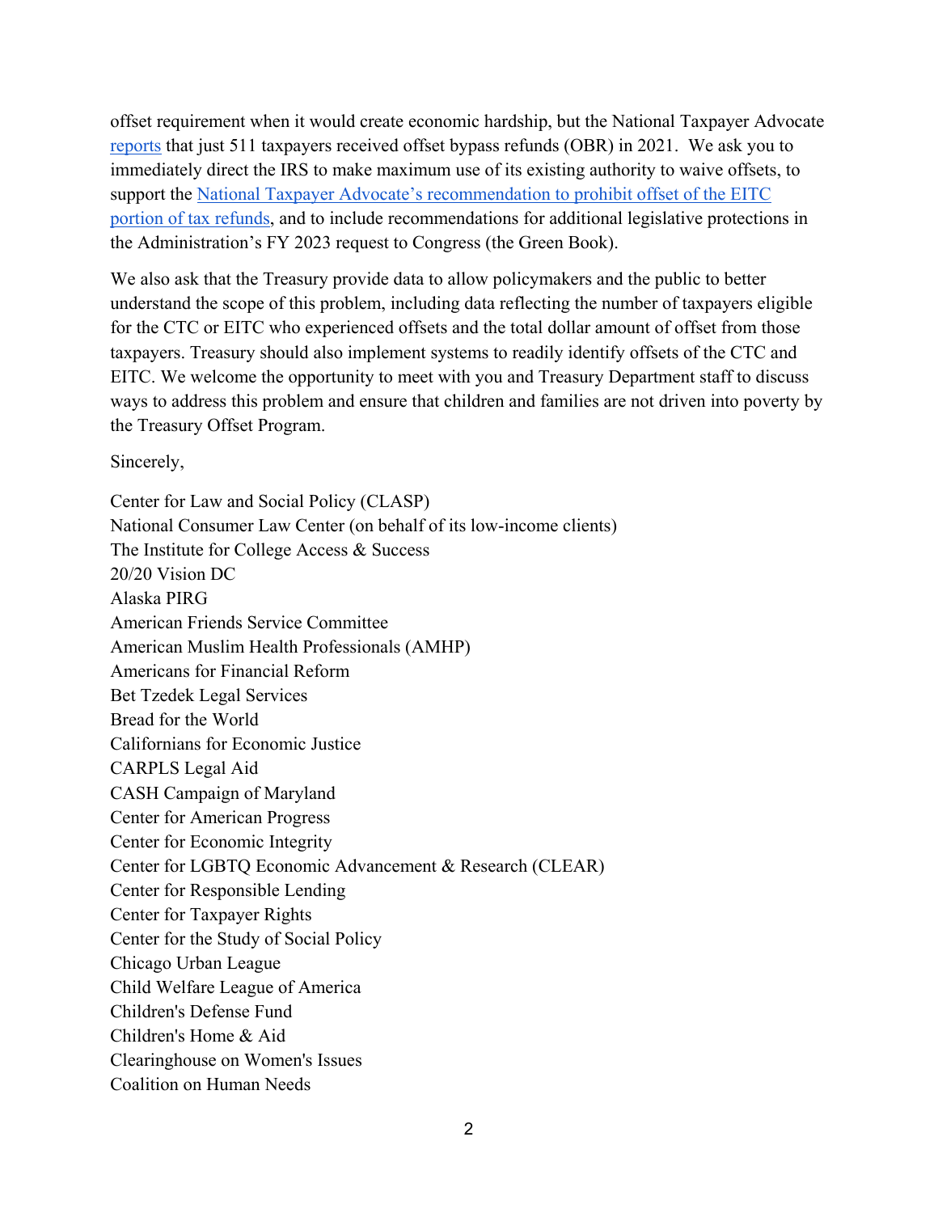offset requirement when it would create economic hardship, but the National Taxpayer Advocate reports that just 511 taxpayers received offset bypass refunds (OBR) in 2021. We ask you to immediately direct the IRS to make maximum use of its existing authority to waive offsets, to support the National Taxpayer Advocate's recommendation to prohibit offset of the EITC portion of tax refunds, and to include recommendations for additional legislative protections in the Administration's FY 2023 request to Congress (the Green Book).

We also ask that the Treasury provide data to allow policymakers and the public to better understand the scope of this problem, including data reflecting the number of taxpayers eligible for the CTC or EITC who experienced offsets and the total dollar amount of offset from those taxpayers. Treasury should also implement systems to readily identify offsets of the CTC and EITC. We welcome the opportunity to meet with you and Treasury Department staff to discuss ways to address this problem and ensure that children and families are not driven into poverty by the Treasury Offset Program.

Sincerely,

Center for Law and Social Policy (CLASP)
National Consumer Law Center (on behalf of its low-income clients)
The Institute for College Access & Success
20/20 Vision DC
Alaska PIRG
American Friends Service Committee
American Muslim Health Professionals (AMHP)
Americans for Financial Reform
Bet Tzedek Legal Services
Bread for the World
Californians for Economic Justice
CARPLS Legal Aid
CASH Campaign of Maryland
Center for American Progress
Center for Economic Integrity
Center for LGBTQ Economic Advancement & Research (CLEAR)
Center for Responsible Lending
Center for Taxpayer Rights
Center for the Study of Social Policy
Chicago Urban League
Child Welfare League of America
Children's Defense Fund
Children's Home & Aid
Clearinghouse on Women's Issues
Coalition on Human Needs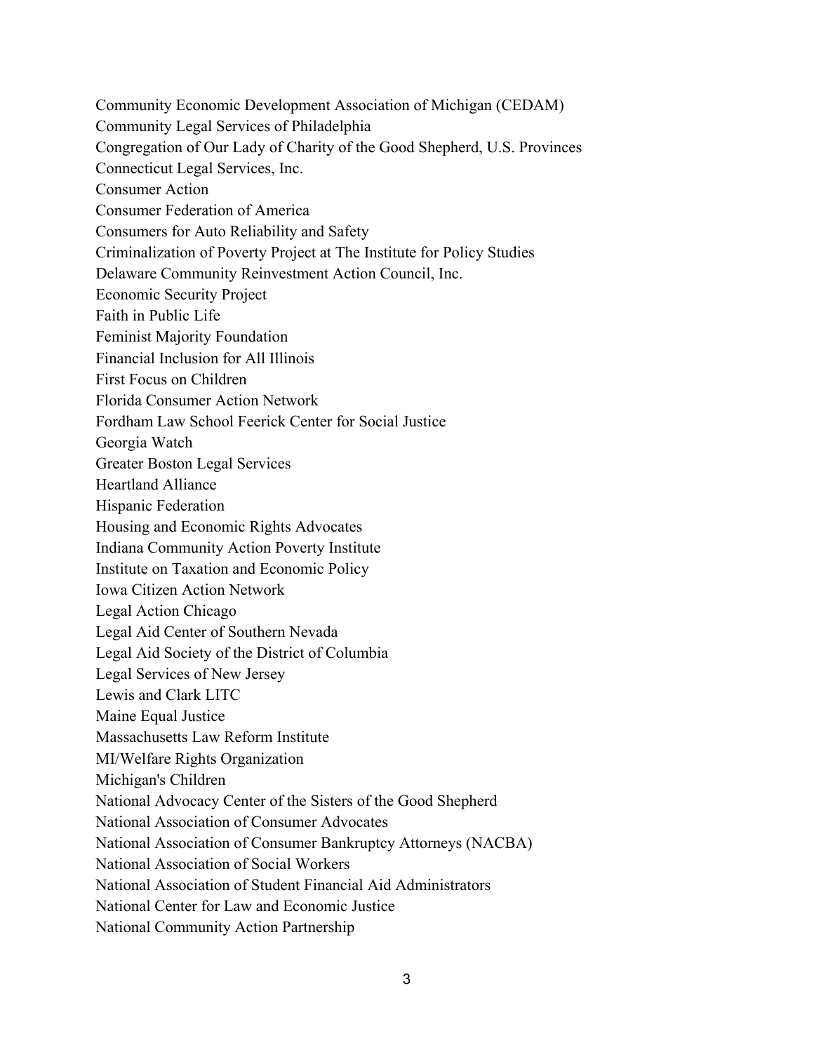Community Economic Development Association of Michigan (CEDAM)
Community Legal Services of Philadelphia
Congregation of Our Lady of Charity of the Good Shepherd, U.S. Provinces
Connecticut Legal Services, Inc.
Consumer Action
Consumer Federation of America
Consumers for Auto Reliability and Safety
Criminalization of Poverty Project at The Institute for Policy Studies
Delaware Community Reinvestment Action Council, Inc.
Economic Security Project
Faith in Public Life
Feminist Majority Foundation
Financial Inclusion for All Illinois
First Focus on Children
Florida Consumer Action Network
Fordham Law School Feerick Center for Social Justice
Georgia Watch
Greater Boston Legal Services
Heartland Alliance
Hispanic Federation
Housing and Economic Rights Advocates
Indiana Community Action Poverty Institute
Institute on Taxation and Economic Policy
Iowa Citizen Action Network
Legal Action Chicago
Legal Aid Center of Southern Nevada
Legal Aid Society of the District of Columbia
Legal Services of New Jersey
Lewis and Clark LITC
Maine Equal Justice
Massachusetts Law Reform Institute
MI/Welfare Rights Organization
Michigan's Children
National Advocacy Center of the Sisters of the Good Shepherd
National Association of Consumer Advocates
National Association of Consumer Bankruptcy Attorneys (NACBA)
National Association of Social Workers
National Association of Student Financial Aid Administrators
National Center for Law and Economic Justice
National Community Action Partnership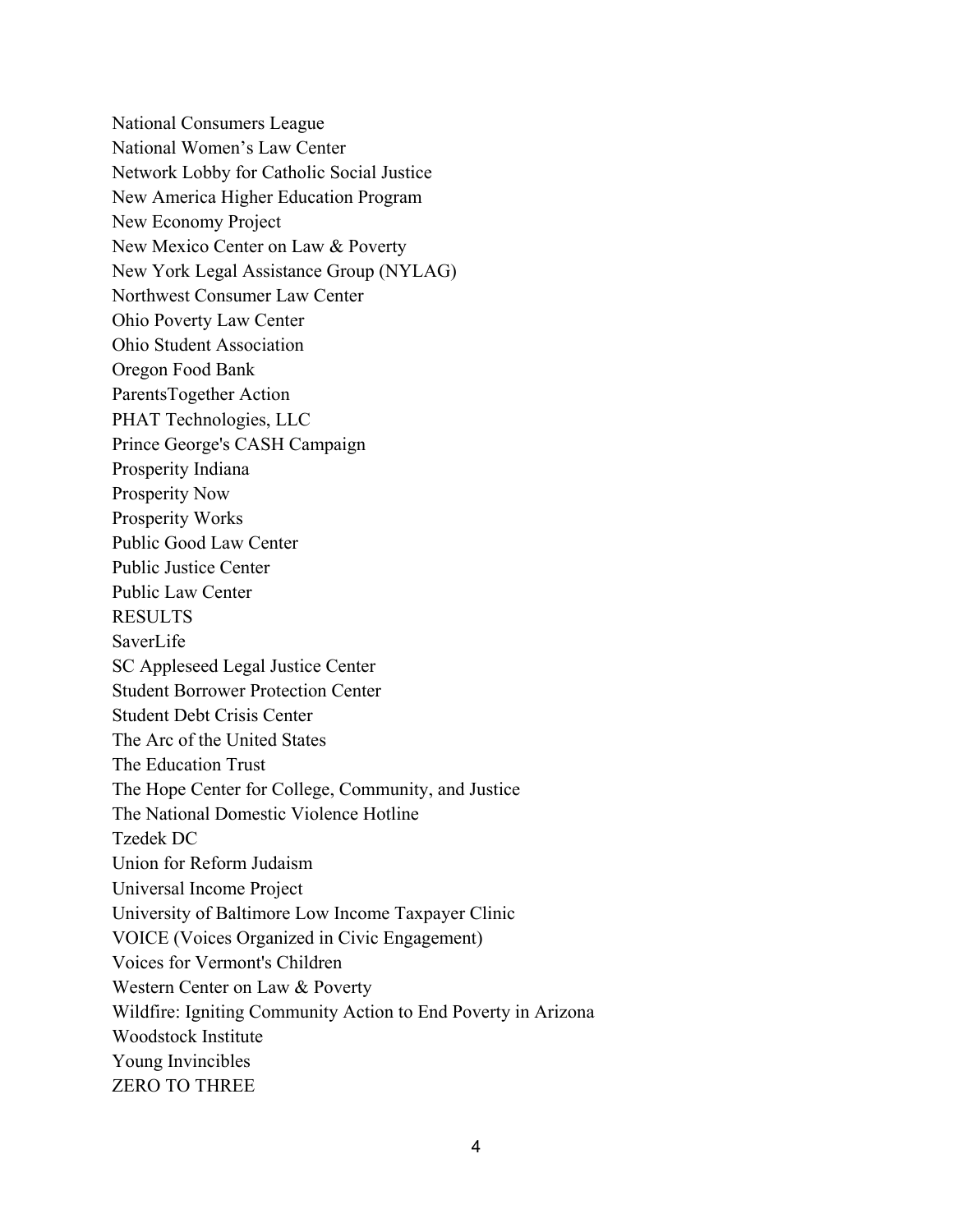National Consumers League
National Women's Law Center
Network Lobby for Catholic Social Justice
New America Higher Education Program
New Economy Project
New Mexico Center on Law & Poverty
New York Legal Assistance Group (NYLAG)
Northwest Consumer Law Center
Ohio Poverty Law Center
Ohio Student Association
Oregon Food Bank
ParentsTogether Action
PHAT Technologies, LLC
Prince George's CASH Campaign
Prosperity Indiana
Prosperity Now
Prosperity Works
Public Good Law Center
Public Justice Center
Public Law Center
RESULTS
SaverLife
SC Appleseed Legal Justice Center
Student Borrower Protection Center
Student Debt Crisis Center
The Arc of the United States
The Education Trust
The Hope Center for College, Community, and Justice
The National Domestic Violence Hotline
Tzedek DC
Union for Reform Judaism
Universal Income Project
University of Baltimore Low Income Taxpayer Clinic
VOICE (Voices Organized in Civic Engagement)
Voices for Vermont's Children
Western Center on Law & Poverty
Wildfire: Igniting Community Action to End Poverty in Arizona
Woodstock Institute
Young Invincibles
ZERO TO THREE